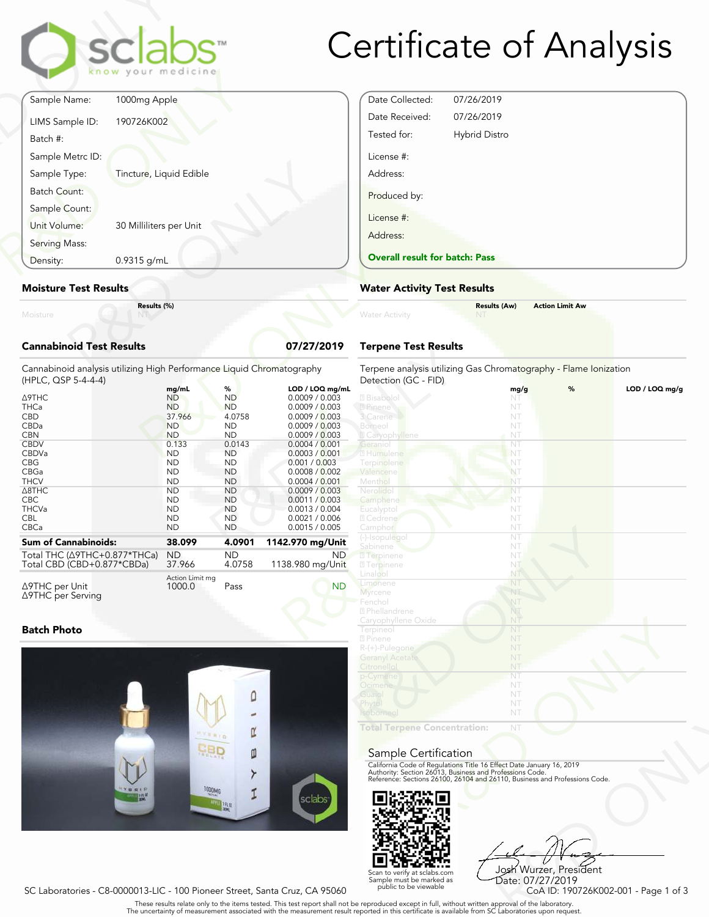# Certificate of Analysis

sclabs — know your medicine

| | |
|---|---|
| Sample Name: | 1000mg Apple |
| LIMS Sample ID: | 190726K002 |
| Batch #: | |
| Sample Metrc ID: | |
| Sample Type: | Tincture, Liquid Edible |
| Batch Count: | |
| Sample Count: | |
| Unit Volume: | 30 Milliliters per Unit |
| Serving Mass: | |
| Density: | 0.9315 g/mL |

| | |
|---|---|
| Date Collected: | 07/26/2019 |
| Date Received: | 07/26/2019 |
| Tested for: | Hybrid Distro |
| License #: | |
| Address: | |
| Produced by: | |
| License #: | |
| Address: | |

**Overall result for batch: Pass**

## Moisture Test Results

| | Results (%) |
|---|---|
| Moisture | NT |

## Water Activity Test Results

| | Results (Aw) | Action Limit Aw |
|---|---|---|
| Water Activity | NT | |

## Cannabinoid Test Results — 07/27/2019

Cannabinoid analysis utilizing High Performance Liquid Chromatography (HPLC, QSP 5-4-4-4)

| | mg/mL | % | LOD / LOQ mg/mL |
|---|---|---|---|
| Δ9THC | ND | ND | 0.0009 / 0.003 |
| THCa | ND | ND | 0.0009 / 0.003 |
| CBD | 37.966 | 4.0758 | 0.0009 / 0.003 |
| CBDa | ND | ND | 0.0009 / 0.003 |
| CBN | ND | ND | 0.0009 / 0.003 |
| CBDV | 0.133 | 0.0143 | 0.0004 / 0.001 |
| CBDVa | ND | ND | 0.0003 / 0.001 |
| CBG | ND | ND | 0.001 / 0.003 |
| CBGa | ND | ND | 0.0008 / 0.002 |
| THCV | ND | ND | 0.0004 / 0.001 |
| Δ8THC | ND | ND | 0.0009 / 0.003 |
| CBC | ND | ND | 0.0011 / 0.003 |
| THCVa | ND | ND | 0.0013 / 0.004 |
| CBL | ND | ND | 0.0021 / 0.006 |
| CBCa | ND | ND | 0.0015 / 0.005 |
| **Sum of Cannabinoids:** | **38.099** | **4.0901** | **1142.970 mg/Unit** |
| Total THC (Δ9THC+0.877*THCa) | ND | ND | ND |
| Total CBD (CBD+0.877*CBDa) | 37.966 | 4.0758 | 1138.980 mg/Unit |

| | Action Limit mg | | |
|---|---|---|---|
| Δ9THC per Unit | 1000.0 | Pass | ND |
| Δ9THC per Serving | | | |

## Batch Photo

## Terpene Test Results

Terpene analysis utilizing Gas Chromatography - Flame Ionization Detection (GC - FID)

| | mg/g | % | LOD / LOQ mg/g |
|---|---|---|---|
| Bisabolol | NT | | |
| Pinene | NT | | |
| 3 Carene | NT | | |
| Borneol | NT | | |
| Caryophyllene | NT | | |
| Geraniol | NT | | |
| Humulene | NT | | |
| Terpinolene | NT | | |
| Valencene | NT | | |
| Menthol | NT | | |
| Nerolidol | NT | | |
| Camphene | NT | | |
| Eucalyptol | NT | | |
| Cedrene | NT | | |
| Camphor | NT | | |
| (-)-Isopulegol | NT | | |
| Sabinene | NT | | |
| Terpinene | NT | | |
| Terpinene | NT | | |
| Linalool | NT | | |
| Limonene | NT | | |
| Myrcene | NT | | |
| Fenchol | NT | | |
| Phellandrene | NT | | |
| Caryophyllene Oxide | NT | | |
| Terpineol | NT | | |
| Pinene | NT | | |
| R-(+)-Pulegone | NT | | |
| Geranyl Acetate | NT | | |
| Citronellol | NT | | |
| p-Cymene | NT | | |
| Ocimene | NT | | |
| Guaiol | NT | | |
| Phytol | NT | | |
| Isoborneol | NT | | |
| **Total Terpene Concentration:** | NT | | |

## Sample Certification

California Code of Regulations Title 16 Effect Date January 16, 2019
Authority: Section 26013, Business and Professions Code.
Reference: Sections 26100, 26104 and 26110, Business and Professions Code.

Scan to verify at sclabs.com
Sample must be marked as public to be viewable

Josh Wurzer, President
Date: 07/27/2019

SC Laboratories - C8-0000013-LIC - 100 Pioneer Street, Santa Cruz, CA 95060

CoA ID: 190726K002-001

These results relate only to the items tested. This test report shall not be reproduced except in full, without written approval of the laboratory.
The uncertainty of measurement associated with the measurement result reported in this certificate is available from SC Laboratories upon request.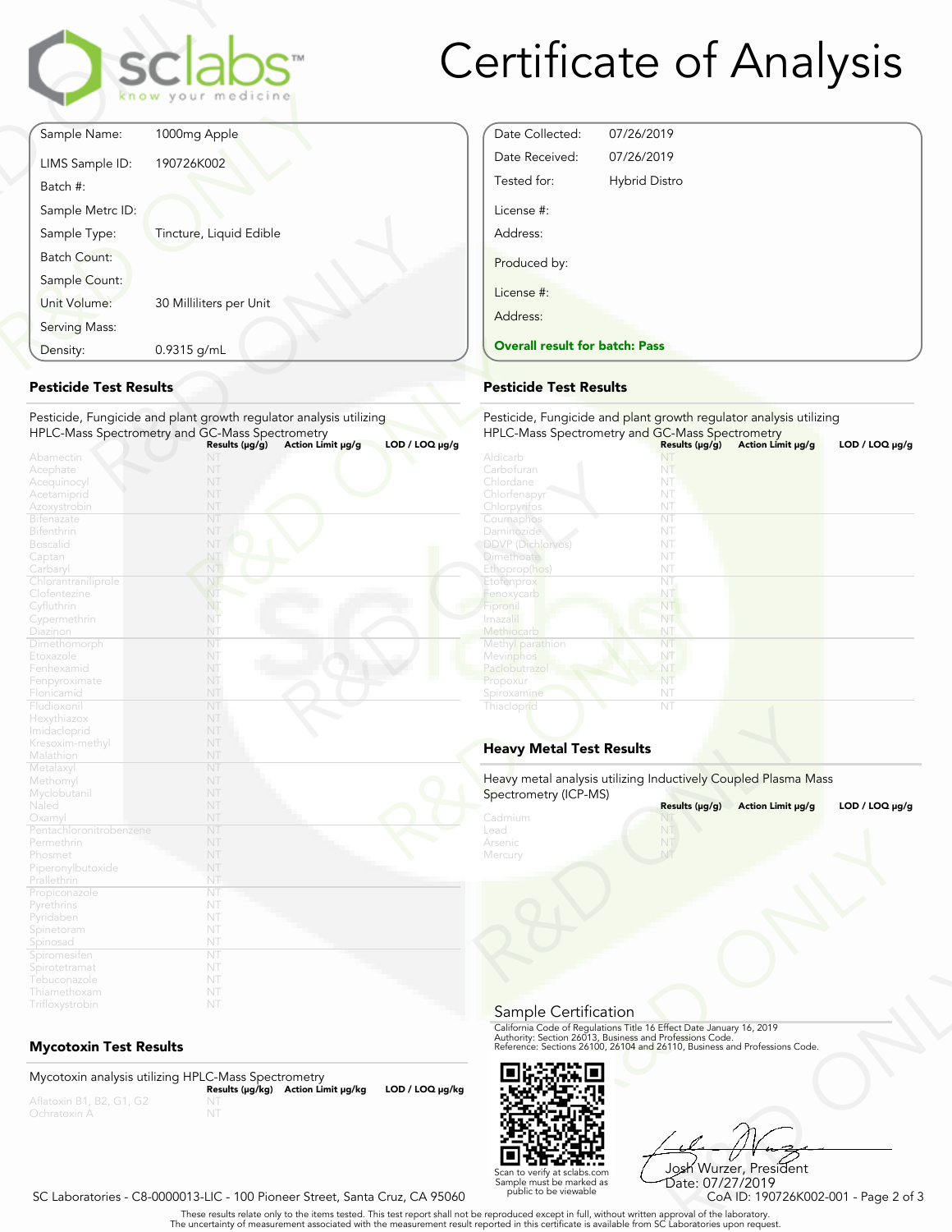# Certificate of Analysis

sclabs™ know your medicine

| | |
|---|---|
| Sample Name: | 1000mg Apple |
| LIMS Sample ID: | 190726K002 |
| Batch #: | |
| Sample Metrc ID: | |
| Sample Type: | Tincture, Liquid Edible |
| Batch Count: | |
| Sample Count: | |
| Unit Volume: | 30 Milliliters per Unit |
| Serving Mass: | |
| Density: | 0.9315 g/mL |

| | |
|---|---|
| Date Collected: | 07/26/2019 |
| Date Received: | 07/26/2019 |
| Tested for: | Hybrid Distro |
| License #: | |
| Address: | |
| Produced by: | |
| License #: | |
| Address: | |

**Overall result for batch: Pass**

## Pesticide Test Results

Pesticide, Fungicide and plant growth regulator analysis utilizing HPLC-Mass Spectrometry and GC-Mass Spectrometry

| | Results (µg/g) | Action Limit µg/g | LOD / LOQ µg/g |
|---|---|---|---|
| Abamectin | NT | | |
| Acephate | NT | | |
| Acequinocyl | NT | | |
| Acetamiprid | NT | | |
| Azoxystrobin | NT | | |
| Bifenazate | NT | | |
| Bifenthrin | NT | | |
| Boscalid | NT | | |
| Captan | NT | | |
| Carbaryl | NT | | |
| Chlorantraniliprole | NT | | |
| Clofentezine | NT | | |
| Cyfluthrin | NT | | |
| Cypermethrin | NT | | |
| Diazinon | NT | | |
| Dimethomorph | NT | | |
| Etoxazole | NT | | |
| Fenhexamid | NT | | |
| Fenpyroximate | NT | | |
| Flonicamid | NT | | |
| Fludioxonil | NT | | |
| Hexythiazox | NT | | |
| Imidacloprid | NT | | |
| Kresoxim-methyl | NT | | |
| Malathion | NT | | |
| Metalaxyl | NT | | |
| Methomyl | NT | | |
| Myclobutanil | NT | | |
| Naled | NT | | |
| Oxamyl | NT | | |
| Pentachloronitrobenzene | NT | | |
| Permethrin | NT | | |
| Phosmet | NT | | |
| Piperonylbutoxide | NT | | |
| Prallethrin | NT | | |
| Propiconazole | NT | | |
| Pyrethrins | NT | | |
| Pyridaben | NT | | |
| Spinetoram | NT | | |
| Spinosad | NT | | |
| Spiromesifen | NT | | |
| Spirotetramat | NT | | |
| Tebuconazole | NT | | |
| Thiamethoxam | NT | | |
| Trifloxystrobin | NT | | |

## Pesticide Test Results

Pesticide, Fungicide and plant growth regulator analysis utilizing HPLC-Mass Spectrometry and GC-Mass Spectrometry

| | Results (µg/g) | Action Limit µg/g | LOD / LOQ µg/g |
|---|---|---|---|
| Aldicarb | NT | | |
| Carbofuran | NT | | |
| Chlordane | NT | | |
| Chlorfenapyr | NT | | |
| Chlorpyrifos | NT | | |
| Coumaphos | NT | | |
| Daminozide | NT | | |
| DDVP (Dichlorvos) | NT | | |
| Dimethoate | NT | | |
| Ethoprop(hos) | NT | | |
| Etofenprox | NT | | |
| Fenoxycarb | NT | | |
| Fipronil | NT | | |
| Imazalil | NT | | |
| Methiocarb | NT | | |
| Methyl parathion | NT | | |
| Mevinphos | NT | | |
| Paclobutrazol | NT | | |
| Propoxur | NT | | |
| Spiroxamine | NT | | |
| Thiacloprid | NT | | |

## Mycotoxin Test Results

Mycotoxin analysis utilizing HPLC-Mass Spectrometry

| | Results (µg/kg) | Action Limit µg/kg | LOD / LOQ µg/kg |
|---|---|---|---|
| Aflatoxin B1, B2, G1, G2 | NT | | |
| Ochratoxin A | NT | | |

## Heavy Metal Test Results

Heavy metal analysis utilizing Inductively Coupled Plasma Mass Spectrometry (ICP-MS)

| | Results (µg/g) | Action Limit µg/g | LOD / LOQ µg/g |
|---|---|---|---|
| Cadmium | NT | | |
| Lead | NT | | |
| Arsenic | NT | | |
| Mercury | NT | | |

## Sample Certification

California Code of Regulations Title 16 Effect Date January 16, 2019
Authority: Section 26013, Business and Professions Code.
Reference: Sections 26100, 26104 and 26110, Business and Professions Code.

Scan to verify at sclabs.com
Sample must be marked as public to be viewable

Josh Wurzer, President
Date: 07/27/2019

SC Laboratories - C8-0000013-LIC - 100 Pioneer Street, Santa Cruz, CA 95060

CoA ID: 190726K002-001

These results relate only to the items tested. This test report shall not be reproduced except in full, without written approval of the laboratory.
The uncertainty of measurement associated with the measurement result reported in this certificate is available from SC Laboratories upon request.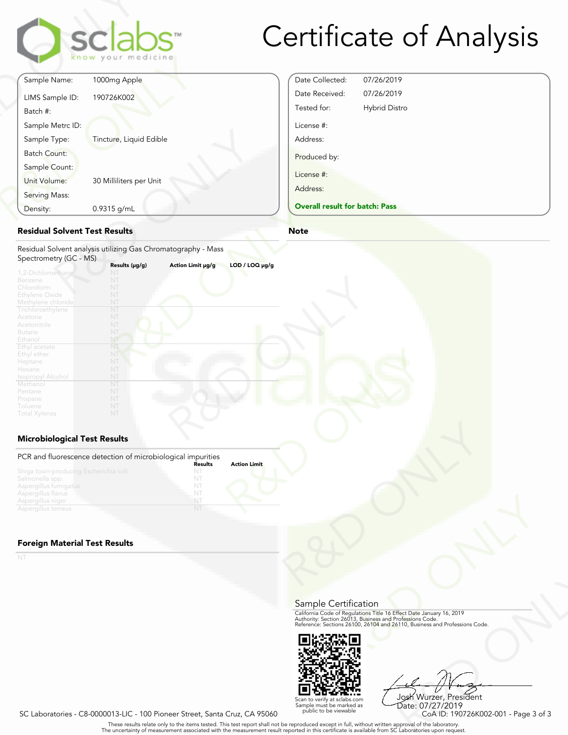# Certificate of Analysis

sclabs — know your medicine

| | |
|---|---|
| Sample Name: | 1000mg Apple |
| LIMS Sample ID: | 190726K002 |
| Batch #: | |
| Sample Metrc ID: | |
| Sample Type: | Tincture, Liquid Edible |
| Batch Count: | |
| Sample Count: | |
| Unit Volume: | 30 Milliliters per Unit |
| Serving Mass: | |
| Density: | 0.9315 g/mL |

| | |
|---|---|
| Date Collected: | 07/26/2019 |
| Date Received: | 07/26/2019 |
| Tested for: | Hybrid Distro |
| License #: | |
| Address: | |
| Produced by: | |
| License #: | |
| Address: | |

**Overall result for batch: Pass**

## Residual Solvent Test Results

Residual Solvent analysis utilizing Gas Chromatography - Mass Spectrometry (GC - MS)

| | Results (µg/g) | Action Limit µg/g | LOD / LOQ µg/g |
|---|---|---|---|
| 1,2-Dichloroethane | NT | | |
| Benzene | NT | | |
| Chloroform | NT | | |
| Ethylene Oxide | NT | | |
| Methylene chloride | NT | | |
| Trichloroethylene | NT | | |
| Acetone | NT | | |
| Acetonitrile | NT | | |
| Butane | NT | | |
| Ethanol | NT | | |
| Ethyl acetate | NT | | |
| Ethyl ether | NT | | |
| Heptane | NT | | |
| Hexane | NT | | |
| Isopropyl Alcohol | NT | | |
| Methanol | NT | | |
| Pentane | NT | | |
| Propane | NT | | |
| Toluene | NT | | |
| Total Xylenes | NT | | |

## Note

## Microbiological Test Results

PCR and fluorescence detection of microbiological impurities

| | Results | Action Limit |
|---|---|---|
| Shiga toxin-producing Escherichia coli | NT | |
| Salmonella spp. | NT | |
| Aspergillus fumigatus | NT | |
| Aspergillus flavus | NT | |
| Aspergillus niger | NT | |
| Aspergillus terreus | NT | |

## Foreign Material Test Results

NT

## Sample Certification

California Code of Regulations Title 16 Effect Date January 16, 2019
Authority: Section 26013, Business and Professions Code.
Reference: Sections 26100, 26104 and 26110, Business and Professions Code.

Scan to verify at sclabs.com
Sample must be marked as public to be viewable

Josh Wurzer, President
Date: 07/27/2019

SC Laboratories - C8-0000013-LIC - 100 Pioneer Street, Santa Cruz, CA 95060

CoA ID: 190726K002-001

These results relate only to the items tested. This test report shall not be reproduced except in full, without written approval of the laboratory.
The uncertainty of measurement associated with the measurement result reported in this certificate is available from SC Laboratories upon request.